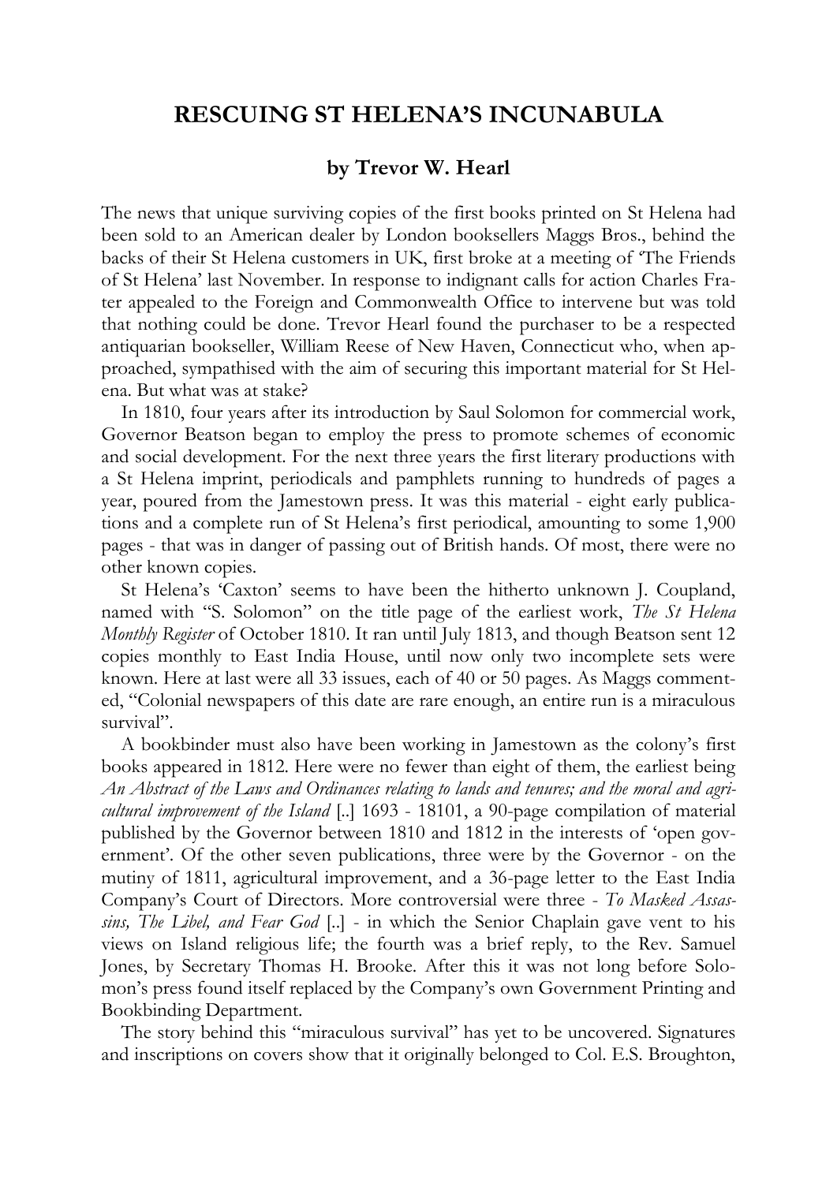# RESCUING ST HELENA'S INCUNABULA

**by Trevor W. Hearl**

The news that unique surviving copies of the first books printed on St Helena had been sold to an American dealer by London booksellers Maggs Bros., behind the backs of their St Helena customers in UK, first broke at a meeting of 'The Friends of St Helena' last November. In response to indignant calls for action Charles Frater appealed to the Foreign and Commonwealth Office to intervene but was told that nothing could be done. Trevor Hearl found the purchaser to be a respected antiquarian bookseller, William Reese of New Haven, Connecticut who, when approached, sympathised with the aim of securing this important material for St Helena. But what was at stake?

In 1810, four years after its introduction by Saul Solomon for commercial work, Governor Beatson began to employ the press to promote schemes of economic and social development. For the next three years the first literary productions with a St Helena imprint, periodicals and pamphlets running to hundreds of pages a year, poured from the Jamestown press. It was this material - eight early publications and a complete run of St Helena's first periodical, amounting to some 1,900 pages - that was in danger of passing out of British hands. Of most, there were no other known copies.

St Helena's 'Caxton' seems to have been the hitherto unknown J. Coupland, named with "S. Solomon" on the title page of the earliest work, *The St Helena Monthly Register* of October 1810. It ran until July 1813, and though Beatson sent 12 copies monthly to East India House, until now only two incomplete sets were known. Here at last were all 33 issues, each of 40 or 50 pages. As Maggs commented, "Colonial newspapers of this date are rare enough, an entire run is a miraculous survival".

A bookbinder must also have been working in Jamestown as the colony's first books appeared in 1812. Here were no fewer than eight of them, the earliest being *An Abstract of the Laws and Ordinances relating to lands and tenures; and the moral and agricultural improvement of the Island* [..] 1693 - 18101, a 90-page compilation of material published by the Governor between 1810 and 1812 in the interests of 'open government'. Of the other seven publications, three were by the Governor - on the mutiny of 1811, agricultural improvement, and a 36-page letter to the East India Company's Court of Directors. More controversial were three - *To Masked Assassins, The Libel, and Fear God* [..] - in which the Senior Chaplain gave vent to his views on Island religious life; the fourth was a brief reply, to the Rev. Samuel Jones, by Secretary Thomas H. Brooke. After this it was not long before Solomon's press found itself replaced by the Company's own Government Printing and Bookbinding Department.

The story behind this "miraculous survival" has yet to be uncovered. Signatures and inscriptions on covers show that it originally belonged to Col. E.S. Broughton,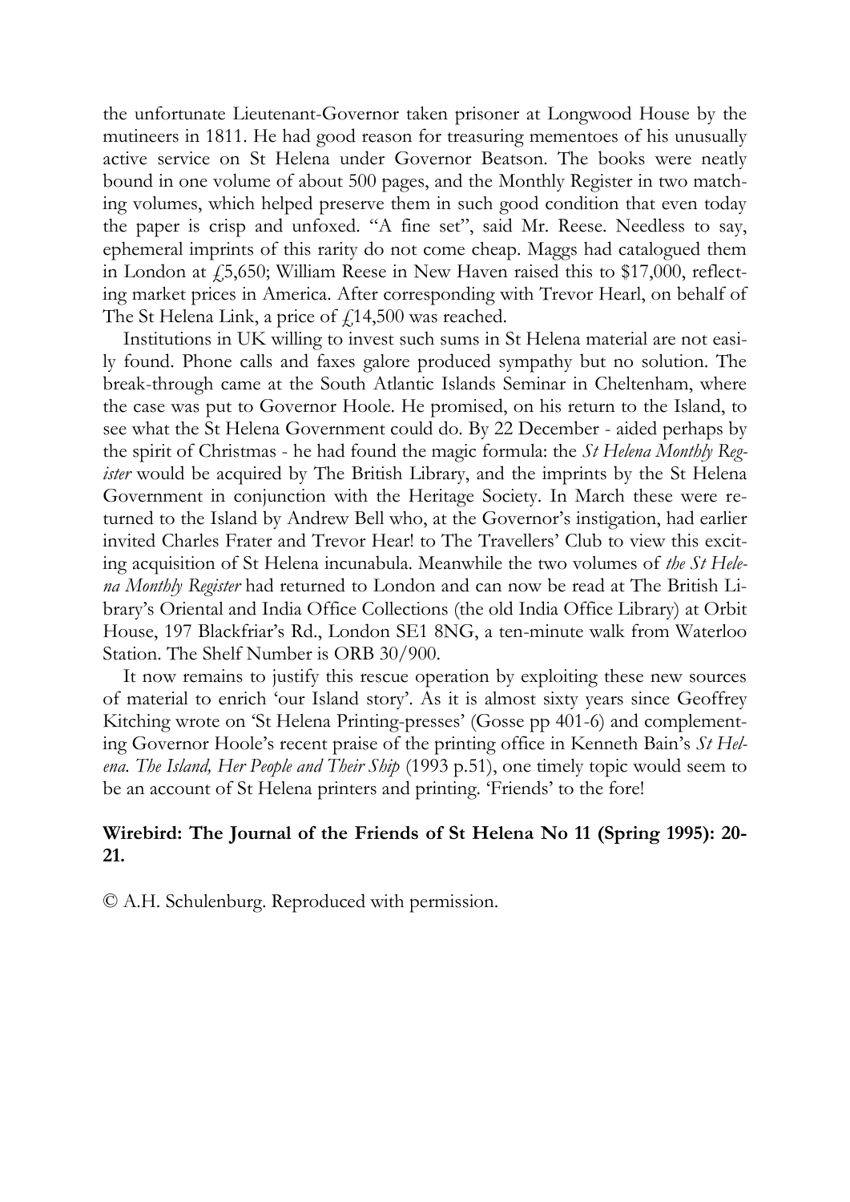the unfortunate Lieutenant-Governor taken prisoner at Longwood House by the mutineers in 1811. He had good reason for treasuring mementoes of his unusually active service on St Helena under Governor Beatson. The books were neatly bound in one volume of about 500 pages, and the Monthly Register in two matching volumes, which helped preserve them in such good condition that even today the paper is crisp and unfoxed. "A fine set", said Mr. Reese. Needless to say, ephemeral imprints of this rarity do not come cheap. Maggs had catalogued them in London at £5,650; William Reese in New Haven raised this to $17,000, reflecting market prices in America. After corresponding with Trevor Hearl, on behalf of The St Helena Link, a price of £14,500 was reached.

Institutions in UK willing to invest such sums in St Helena material are not easily found. Phone calls and faxes galore produced sympathy but no solution. The break-through came at the South Atlantic Islands Seminar in Cheltenham, where the case was put to Governor Hoole. He promised, on his return to the Island, to see what the St Helena Government could do. By 22 December - aided perhaps by the spirit of Christmas - he had found the magic formula: the *St Helena Monthly Register* would be acquired by The British Library, and the imprints by the St Helena Government in conjunction with the Heritage Society. In March these were returned to the Island by Andrew Bell who, at the Governor's instigation, had earlier invited Charles Frater and Trevor Hear! to The Travellers' Club to view this exciting acquisition of St Helena incunabula. Meanwhile the two volumes of *the St Helena Monthly Register* had returned to London and can now be read at The British Library's Oriental and India Office Collections (the old India Office Library) at Orbit House, 197 Blackfriar's Rd., London SE1 8NG, a ten-minute walk from Waterloo Station. The Shelf Number is ORB 30/900.

It now remains to justify this rescue operation by exploiting these new sources of material to enrich 'our Island story'. As it is almost sixty years since Geoffrey Kitching wrote on 'St Helena Printing-presses' (Gosse pp 401-6) and complementing Governor Hoole's recent praise of the printing office in Kenneth Bain's *St Helena. The Island, Her People and Their Ship* (1993 p.51), one timely topic would seem to be an account of St Helena printers and printing. 'Friends' to the fore!

**Wirebird: The Journal of the Friends of St Helena No 11 (Spring 1995): 20-21.**

© A.H. Schulenburg. Reproduced with permission.